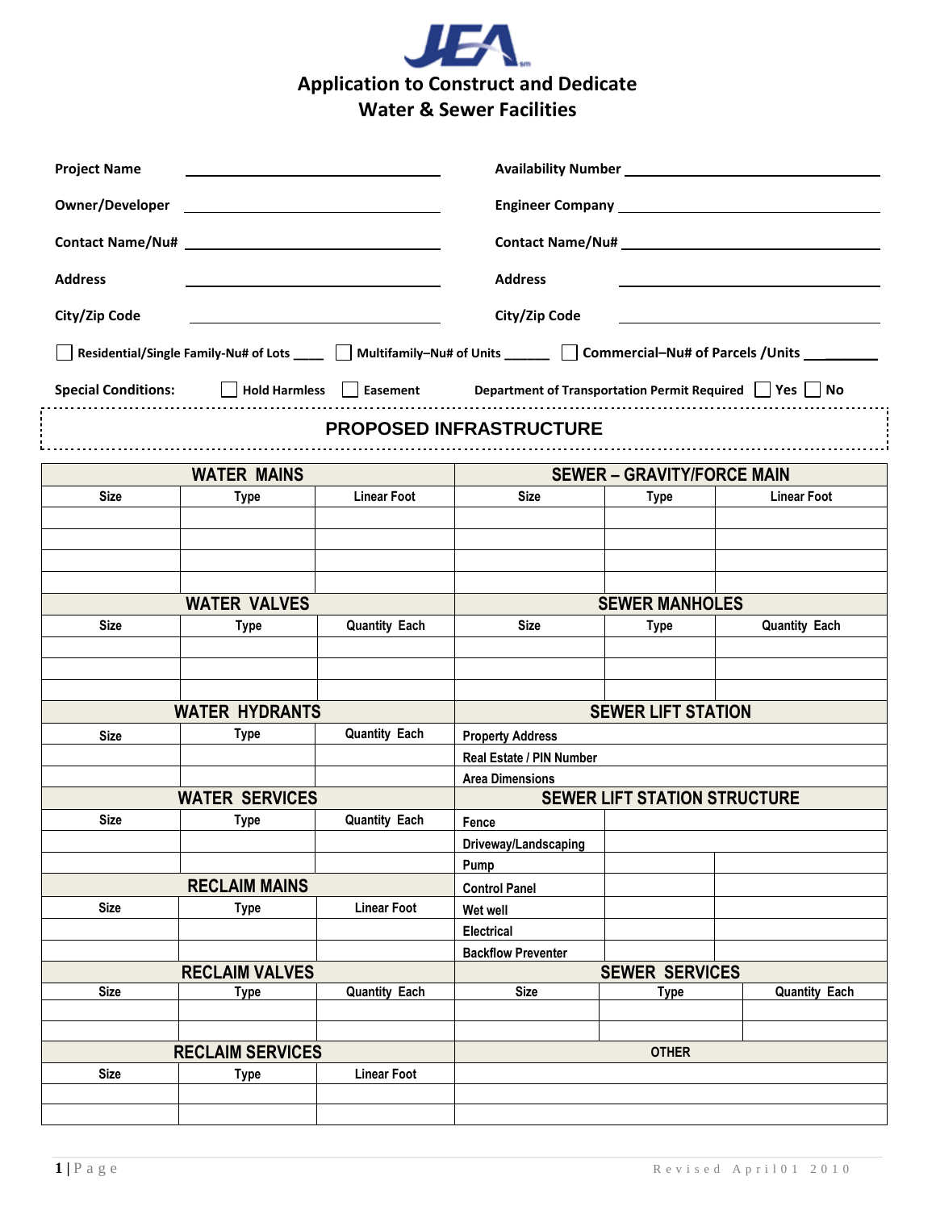# JEA

## Application to Construct and Dedicate Water & Sewer Facilities

**Project Name** ______________________ **Availability Number** ______________________

**Owner/Developer** ______________________ **Engineer Company** ______________________

**Contact Name/Nu#** ______________________ **Contact Name/Nu#** ______________________

**Address** ______________________ **Address** ______________________

**City/Zip Code** ______________________ **City/Zip Code** ______________________

☐ **Residential/Single Family-Nu# of Lots** ____ ☐ **Multifamily–Nu# of Units** ______ ☐ **Commercial–Nu# of Parcels /Units** ________

**Special Conditions:** ☐ **Hold Harmless** ☐ **Easement** **Department of Transportation Permit Required** ☐ **Yes** ☐ **No**

## PROPOSED INFRASTRUCTURE

| WATER MAINS | | | SEWER – GRAVITY/FORCE MAIN | | |
|---|---|---|---|---|---|
| Size | Type | Linear Foot | Size | Type | Linear Foot |
| | | | | | |
| | | | | | |
| | | | | | |
| | | | | | |
| **WATER VALVES** | | | **SEWER MANHOLES** | | |
| Size | Type | Quantity Each | Size | Type | Quantity Each |
| | | | | | |
| | | | | | |
| | | | | | |
| **WATER HYDRANTS** | | | **SEWER LIFT STATION** | | |
| Size | Type | Quantity Each | Property Address | | |
| | | | Real Estate / PIN Number | | |
| | | | Area Dimensions | | |
| **WATER SERVICES** | | | **SEWER LIFT STATION STRUCTURE** | | |
| Size | Type | Quantity Each | Fence | | |
| | | | Driveway/Landscaping | | |
| | | | Pump | | |
| **RECLAIM MAINS** | | | Control Panel | | |
| Size | Type | Linear Foot | Wet well | | |
| | | | Electrical | | |
| | | | Backflow Preventer | | |
| **RECLAIM VALVES** | | | **SEWER SERVICES** | | |
| Size | Type | Quantity Each | Size | Type | Quantity Each |
| | | | | | |
| | | | | | |
| **RECLAIM SERVICES** | | | **OTHER** | | |
| Size | Type | Linear Foot | | | |
| | | | | | |
| | | | | | |

Revised April01 2010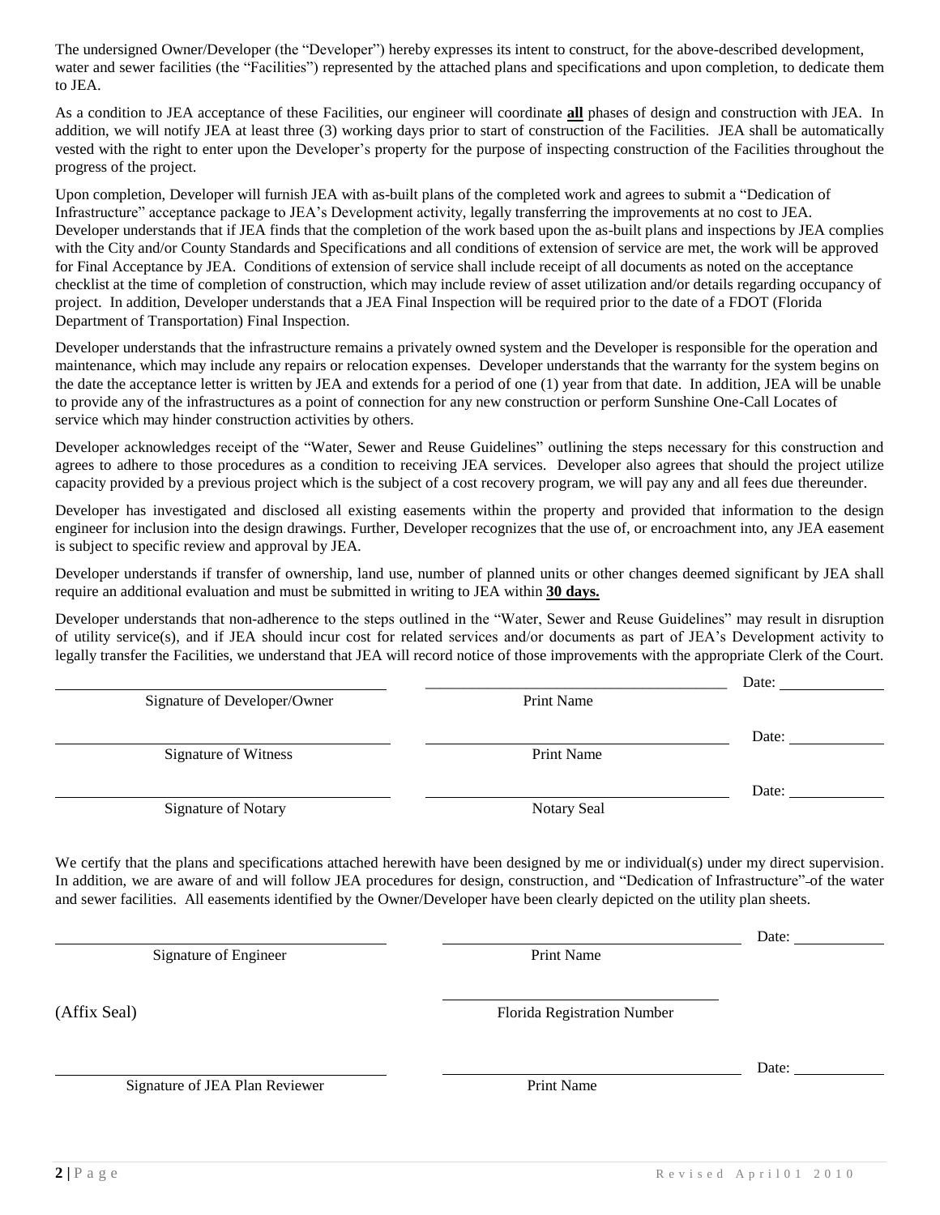The undersigned Owner/Developer (the "Developer") hereby expresses its intent to construct, for the above-described development, water and sewer facilities (the "Facilities") represented by the attached plans and specifications and upon completion, to dedicate them to JEA.

As a condition to JEA acceptance of these Facilities, our engineer will coordinate **all** phases of design and construction with JEA. In addition, we will notify JEA at least three (3) working days prior to start of construction of the Facilities. JEA shall be automatically vested with the right to enter upon the Developer's property for the purpose of inspecting construction of the Facilities throughout the progress of the project.

Upon completion, Developer will furnish JEA with as-built plans of the completed work and agrees to submit a "Dedication of Infrastructure" acceptance package to JEA's Development activity, legally transferring the improvements at no cost to JEA. Developer understands that if JEA finds that the completion of the work based upon the as-built plans and inspections by JEA complies with the City and/or County Standards and Specifications and all conditions of extension of service are met, the work will be approved for Final Acceptance by JEA. Conditions of extension of service shall include receipt of all documents as noted on the acceptance checklist at the time of completion of construction, which may include review of asset utilization and/or details regarding occupancy of project. In addition, Developer understands that a JEA Final Inspection will be required prior to the date of a FDOT (Florida Department of Transportation) Final Inspection.

Developer understands that the infrastructure remains a privately owned system and the Developer is responsible for the operation and maintenance, which may include any repairs or relocation expenses. Developer understands that the warranty for the system begins on the date the acceptance letter is written by JEA and extends for a period of one (1) year from that date. In addition, JEA will be unable to provide any of the infrastructures as a point of connection for any new construction or perform Sunshine One-Call Locates of service which may hinder construction activities by others.

Developer acknowledges receipt of the "Water, Sewer and Reuse Guidelines" outlining the steps necessary for this construction and agrees to adhere to those procedures as a condition to receiving JEA services. Developer also agrees that should the project utilize capacity provided by a previous project which is the subject of a cost recovery program, we will pay any and all fees due thereunder.

Developer has investigated and disclosed all existing easements within the property and provided that information to the design engineer for inclusion into the design drawings. Further, Developer recognizes that the use of, or encroachment into, any JEA easement is subject to specific review and approval by JEA.

Developer understands if transfer of ownership, land use, number of planned units or other changes deemed significant by JEA shall require an additional evaluation and must be submitted in writing to JEA within **30 days.**

Developer understands that non-adherence to the steps outlined in the "Water, Sewer and Reuse Guidelines" may result in disruption of utility service(s), and if JEA should incur cost for related services and/or documents as part of JEA's Development activity to legally transfer the Facilities, we understand that JEA will record notice of those improvements with the appropriate Clerk of the Court.

| | | |
|---|---|---|
| ______________________ Signature of Developer/Owner | ______________________ Print Name | Date: __________ |
| ______________________ Signature of Witness | ______________________ Print Name | Date: __________ |
| ______________________ Signature of Notary | ______________________ Notary Seal | Date: __________ |

We certify that the plans and specifications attached herewith have been designed by me or individual(s) under my direct supervision. In addition, we are aware of and will follow JEA procedures for design, construction, and "Dedication of Infrastructure" of the water and sewer facilities. All easements identified by the Owner/Developer have been clearly depicted on the utility plan sheets.

| | | |
|---|---|---|
| ______________________ Signature of Engineer | ______________________ Print Name | Date: __________ |
| (Affix Seal) | ______________________ Florida Registration Number | |
| ______________________ Signature of JEA Plan Reviewer | ______________________ Print Name | Date: __________ |